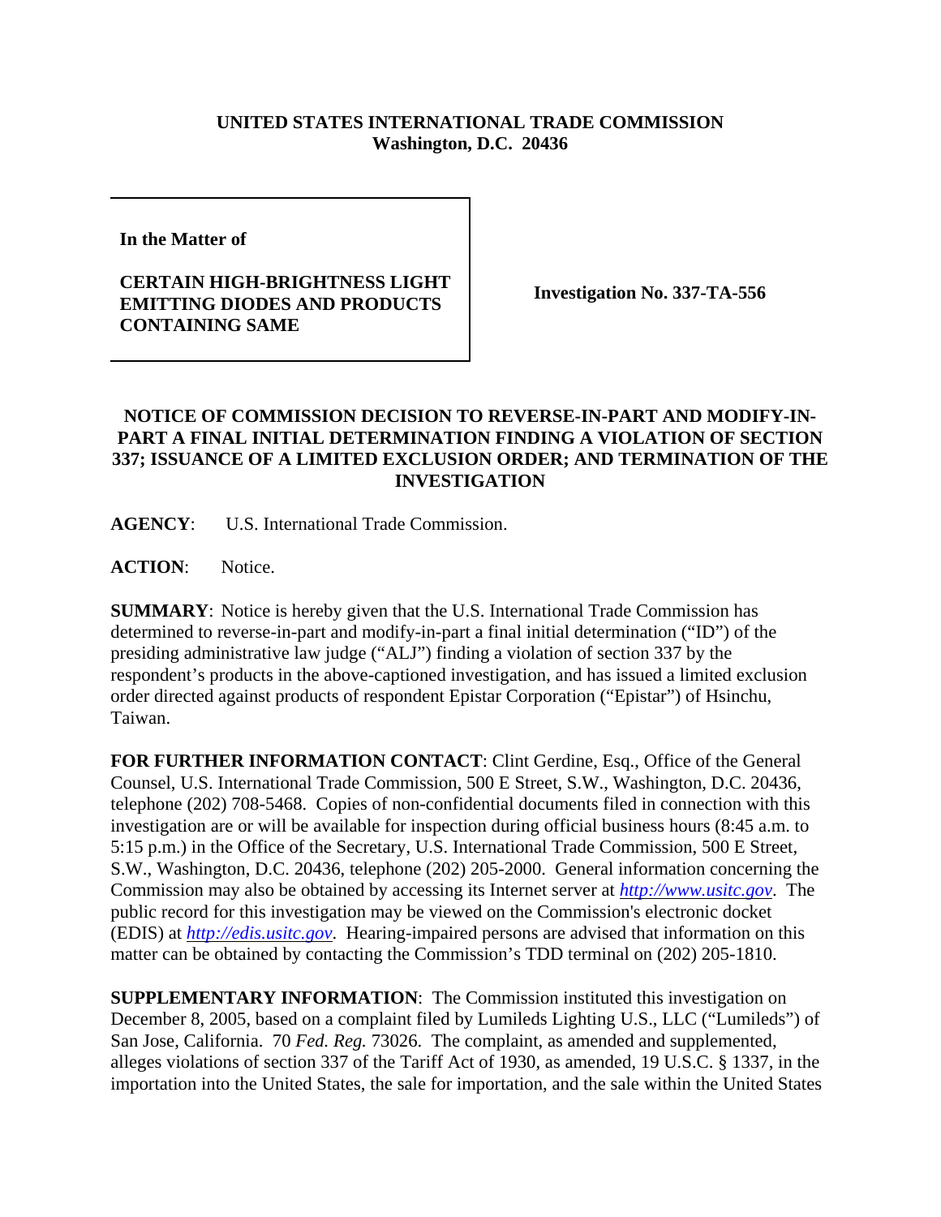**UNITED STATES INTERNATIONAL TRADE COMMISSION**
**Washington, D.C. 20436**

| **In the Matter of**<br><br>**CERTAIN HIGH-BRIGHTNESS LIGHT EMITTING DIODES AND PRODUCTS CONTAINING SAME** | **Investigation No. 337-TA-556** |
|---|---|

**NOTICE OF COMMISSION DECISION TO REVERSE-IN-PART AND MODIFY-IN-PART A FINAL INITIAL DETERMINATION FINDING A VIOLATION OF SECTION 337; ISSUANCE OF A LIMITED EXCLUSION ORDER; AND TERMINATION OF THE INVESTIGATION**

**AGENCY**: U.S. International Trade Commission.

**ACTION**: Notice.

**SUMMARY**: Notice is hereby given that the U.S. International Trade Commission has determined to reverse-in-part and modify-in-part a final initial determination ("ID") of the presiding administrative law judge ("ALJ") finding a violation of section 337 by the respondent's products in the above-captioned investigation, and has issued a limited exclusion order directed against products of respondent Epistar Corporation ("Epistar") of Hsinchu, Taiwan.

**FOR FURTHER INFORMATION CONTACT**: Clint Gerdine, Esq., Office of the General Counsel, U.S. International Trade Commission, 500 E Street, S.W., Washington, D.C. 20436, telephone (202) 708-5468. Copies of non-confidential documents filed in connection with this investigation are or will be available for inspection during official business hours (8:45 a.m. to 5:15 p.m.) in the Office of the Secretary, U.S. International Trade Commission, 500 E Street, S.W., Washington, D.C. 20436, telephone (202) 205-2000. General information concerning the Commission may also be obtained by accessing its Internet server at *http://www.usitc.gov*. The public record for this investigation may be viewed on the Commission's electronic docket (EDIS) at *http://edis.usitc.gov*. Hearing-impaired persons are advised that information on this matter can be obtained by contacting the Commission's TDD terminal on (202) 205-1810.

**SUPPLEMENTARY INFORMATION**: The Commission instituted this investigation on December 8, 2005, based on a complaint filed by Lumileds Lighting U.S., LLC ("Lumileds") of San Jose, California. 70 *Fed. Reg.* 73026. The complaint, as amended and supplemented, alleges violations of section 337 of the Tariff Act of 1930, as amended, 19 U.S.C. § 1337, in the importation into the United States, the sale for importation, and the sale within the United States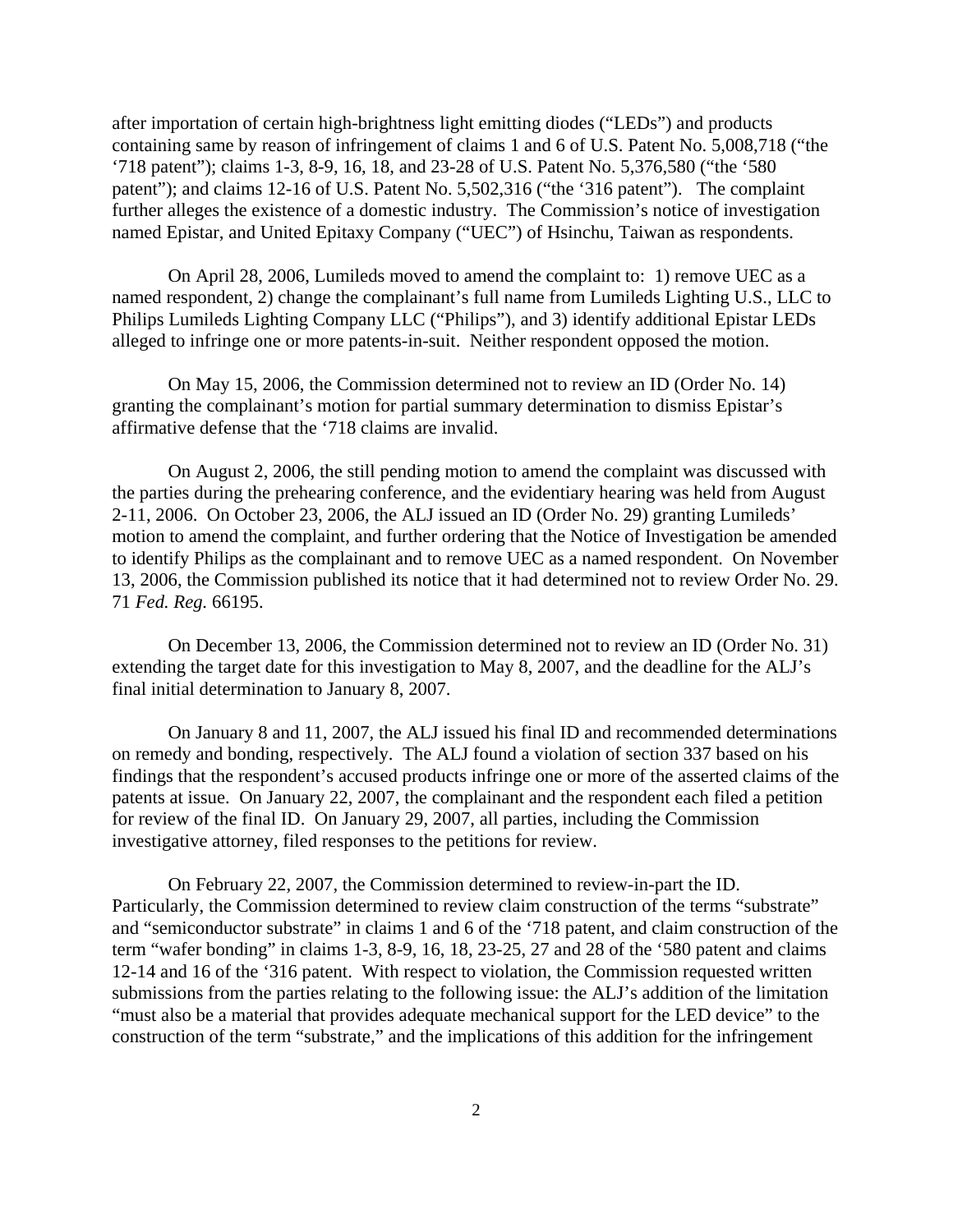after importation of certain high-brightness light emitting diodes ("LEDs") and products containing same by reason of infringement of claims 1 and 6 of U.S. Patent No. 5,008,718 ("the '718 patent"); claims 1-3, 8-9, 16, 18, and 23-28 of U.S. Patent No. 5,376,580 ("the '580 patent"); and claims 12-16 of U.S. Patent No. 5,502,316 ("the '316 patent"). The complaint further alleges the existence of a domestic industry. The Commission's notice of investigation named Epistar, and United Epitaxy Company ("UEC") of Hsinchu, Taiwan as respondents.

On April 28, 2006, Lumileds moved to amend the complaint to: 1) remove UEC as a named respondent, 2) change the complainant's full name from Lumileds Lighting U.S., LLC to Philips Lumileds Lighting Company LLC ("Philips"), and 3) identify additional Epistar LEDs alleged to infringe one or more patents-in-suit. Neither respondent opposed the motion.

On May 15, 2006, the Commission determined not to review an ID (Order No. 14) granting the complainant's motion for partial summary determination to dismiss Epistar's affirmative defense that the '718 claims are invalid.

On August 2, 2006, the still pending motion to amend the complaint was discussed with the parties during the prehearing conference, and the evidentiary hearing was held from August 2-11, 2006. On October 23, 2006, the ALJ issued an ID (Order No. 29) granting Lumileds' motion to amend the complaint, and further ordering that the Notice of Investigation be amended to identify Philips as the complainant and to remove UEC as a named respondent. On November 13, 2006, the Commission published its notice that it had determined not to review Order No. 29. 71 *Fed. Reg.* 66195.

On December 13, 2006, the Commission determined not to review an ID (Order No. 31) extending the target date for this investigation to May 8, 2007, and the deadline for the ALJ's final initial determination to January 8, 2007.

On January 8 and 11, 2007, the ALJ issued his final ID and recommended determinations on remedy and bonding, respectively. The ALJ found a violation of section 337 based on his findings that the respondent's accused products infringe one or more of the asserted claims of the patents at issue. On January 22, 2007, the complainant and the respondent each filed a petition for review of the final ID. On January 29, 2007, all parties, including the Commission investigative attorney, filed responses to the petitions for review.

On February 22, 2007, the Commission determined to review-in-part the ID. Particularly, the Commission determined to review claim construction of the terms "substrate" and "semiconductor substrate" in claims 1 and 6 of the '718 patent, and claim construction of the term "wafer bonding" in claims 1-3, 8-9, 16, 18, 23-25, 27 and 28 of the '580 patent and claims 12-14 and 16 of the '316 patent. With respect to violation, the Commission requested written submissions from the parties relating to the following issue: the ALJ's addition of the limitation "must also be a material that provides adequate mechanical support for the LED device" to the construction of the term "substrate," and the implications of this addition for the infringement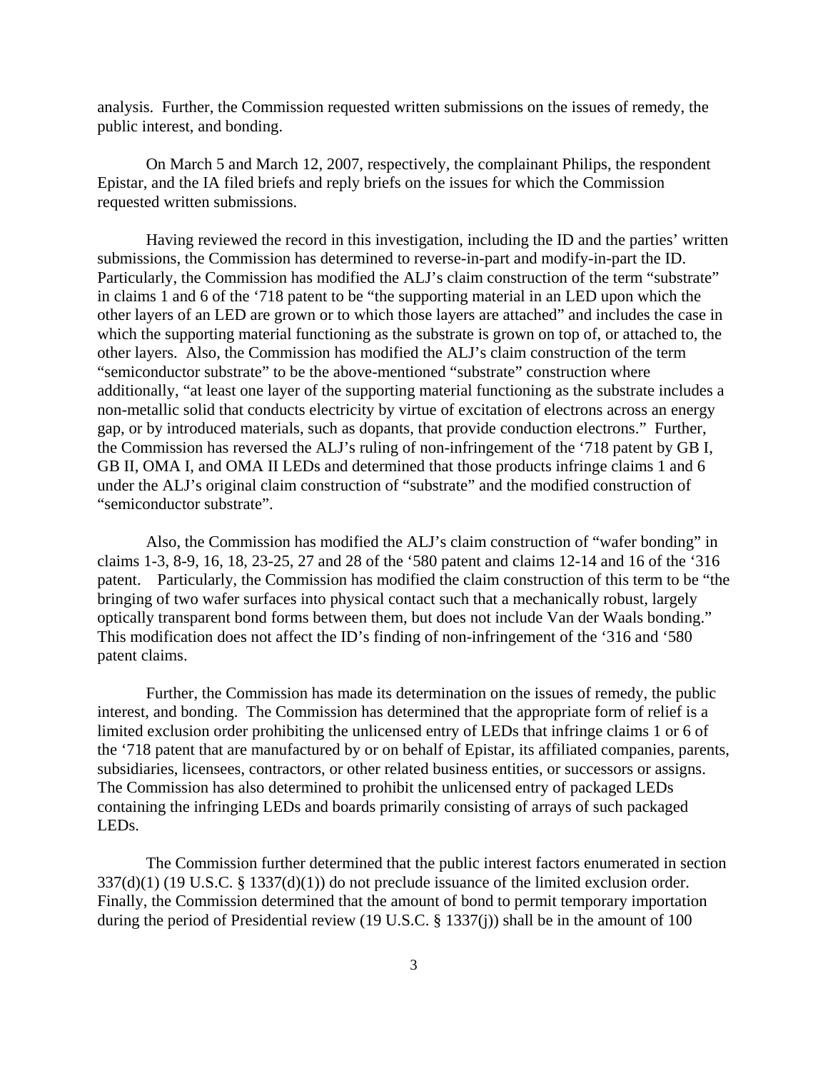analysis. Further, the Commission requested written submissions on the issues of remedy, the public interest, and bonding.

On March 5 and March 12, 2007, respectively, the complainant Philips, the respondent Epistar, and the IA filed briefs and reply briefs on the issues for which the Commission requested written submissions.

Having reviewed the record in this investigation, including the ID and the parties' written submissions, the Commission has determined to reverse-in-part and modify-in-part the ID. Particularly, the Commission has modified the ALJ's claim construction of the term "substrate" in claims 1 and 6 of the '718 patent to be "the supporting material in an LED upon which the other layers of an LED are grown or to which those layers are attached" and includes the case in which the supporting material functioning as the substrate is grown on top of, or attached to, the other layers. Also, the Commission has modified the ALJ's claim construction of the term "semiconductor substrate" to be the above-mentioned "substrate" construction where additionally, "at least one layer of the supporting material functioning as the substrate includes a non-metallic solid that conducts electricity by virtue of excitation of electrons across an energy gap, or by introduced materials, such as dopants, that provide conduction electrons." Further, the Commission has reversed the ALJ's ruling of non-infringement of the '718 patent by GB I, GB II, OMA I, and OMA II LEDs and determined that those products infringe claims 1 and 6 under the ALJ's original claim construction of "substrate" and the modified construction of "semiconductor substrate".

Also, the Commission has modified the ALJ's claim construction of "wafer bonding" in claims 1-3, 8-9, 16, 18, 23-25, 27 and 28 of the '580 patent and claims 12-14 and 16 of the '316 patent. Particularly, the Commission has modified the claim construction of this term to be "the bringing of two wafer surfaces into physical contact such that a mechanically robust, largely optically transparent bond forms between them, but does not include Van der Waals bonding." This modification does not affect the ID's finding of non-infringement of the '316 and '580 patent claims.

Further, the Commission has made its determination on the issues of remedy, the public interest, and bonding. The Commission has determined that the appropriate form of relief is a limited exclusion order prohibiting the unlicensed entry of LEDs that infringe claims 1 or 6 of the '718 patent that are manufactured by or on behalf of Epistar, its affiliated companies, parents, subsidiaries, licensees, contractors, or other related business entities, or successors or assigns. The Commission has also determined to prohibit the unlicensed entry of packaged LEDs containing the infringing LEDs and boards primarily consisting of arrays of such packaged LEDs.

The Commission further determined that the public interest factors enumerated in section 337(d)(1) (19 U.S.C. § 1337(d)(1)) do not preclude issuance of the limited exclusion order. Finally, the Commission determined that the amount of bond to permit temporary importation during the period of Presidential review (19 U.S.C. § 1337(j)) shall be in the amount of 100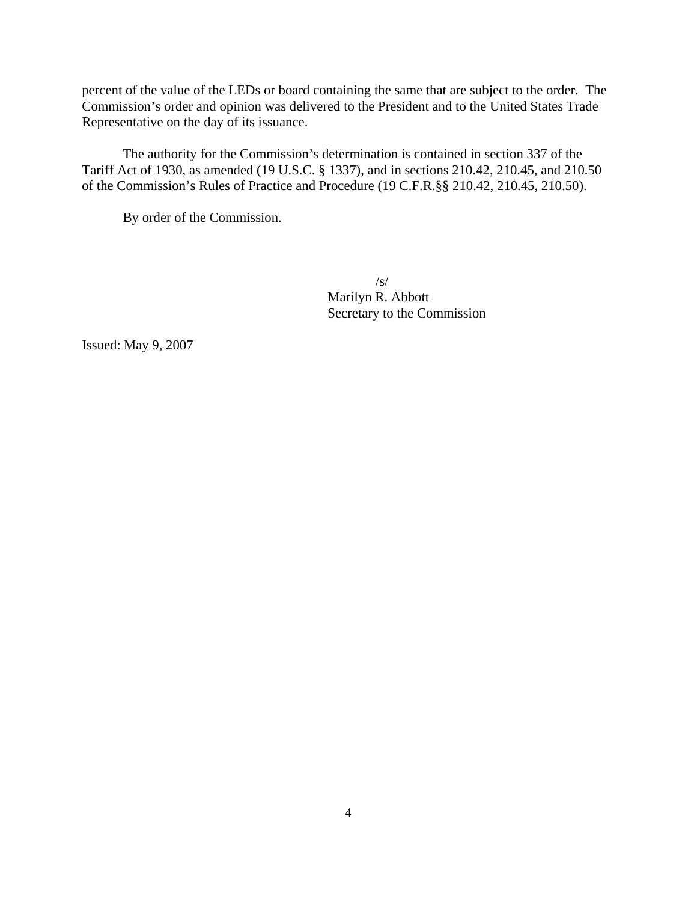percent of the value of the LEDs or board containing the same that are subject to the order. The Commission's order and opinion was delivered to the President and to the United States Trade Representative on the day of its issuance.

The authority for the Commission's determination is contained in section 337 of the Tariff Act of 1930, as amended (19 U.S.C. § 1337), and in sections 210.42, 210.45, and 210.50 of the Commission's Rules of Practice and Procedure (19 C.F.R.§§ 210.42, 210.45, 210.50).

By order of the Commission.

/s/
Marilyn R. Abbott
Secretary to the Commission

Issued: May 9, 2007